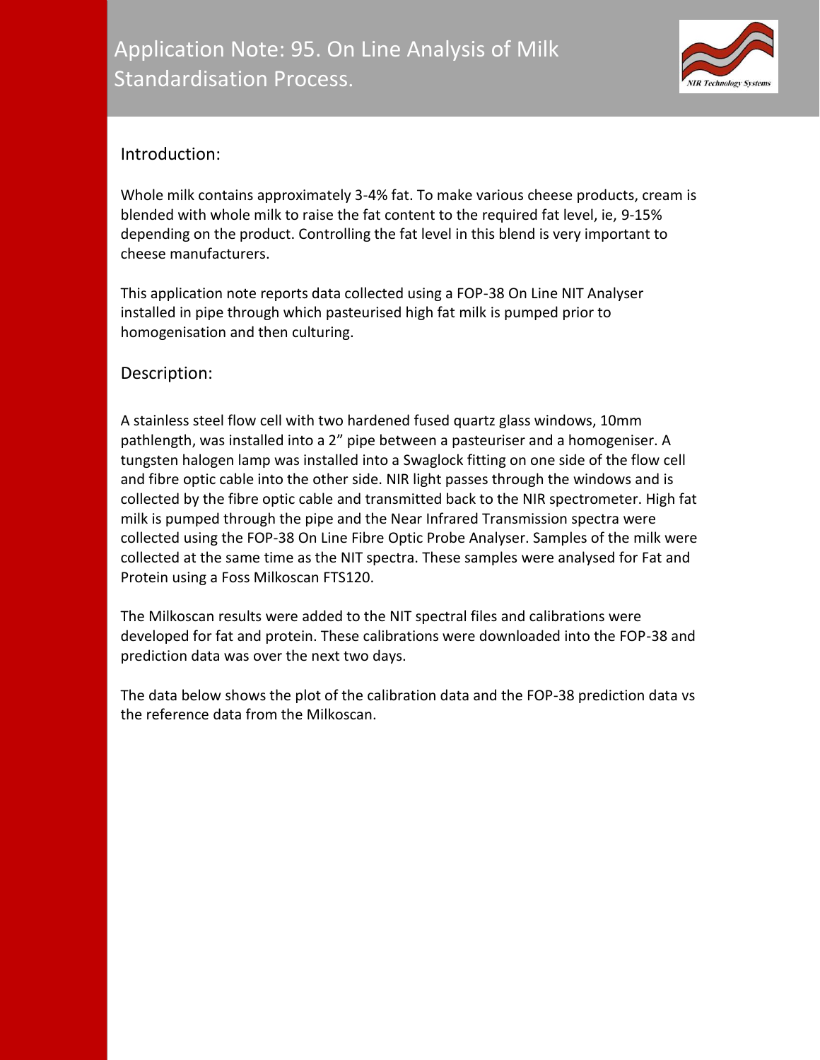# Application Note: 95. On Line Analysis of Milk Standardisation Process.

## Introduction:

Whole milk contains approximately 3-4% fat. To make various cheese products, cream is blended with whole milk to raise the fat content to the required fat level, ie, 9-15% depending on the product. Controlling the fat level in this blend is very important to cheese manufacturers.

This application note reports data collected using a FOP-38 On Line NIT Analyser installed in pipe through which pasteurised high fat milk is pumped prior to homogenisation and then culturing.

## Description:

A stainless steel flow cell with two hardened fused quartz glass windows, 10mm pathlength, was installed into a 2" pipe between a pasteuriser and a homogeniser. A tungsten halogen lamp was installed into a Swaglock fitting on one side of the flow cell and fibre optic cable into the other side. NIR light passes through the windows and is collected by the fibre optic cable and transmitted back to the NIR spectrometer. High fat milk is pumped through the pipe and the Near Infrared Transmission spectra were collected using the FOP-38 On Line Fibre Optic Probe Analyser. Samples of the milk were collected at the same time as the NIT spectra. These samples were analysed for Fat and Protein using a Foss Milkoscan FTS120.

The Milkoscan results were added to the NIT spectral files and calibrations were developed for fat and protein. These calibrations were downloaded into the FOP-38 and prediction data was over the next two days.

The data below shows the plot of the calibration data and the FOP-38 prediction data vs the reference data from the Milkoscan.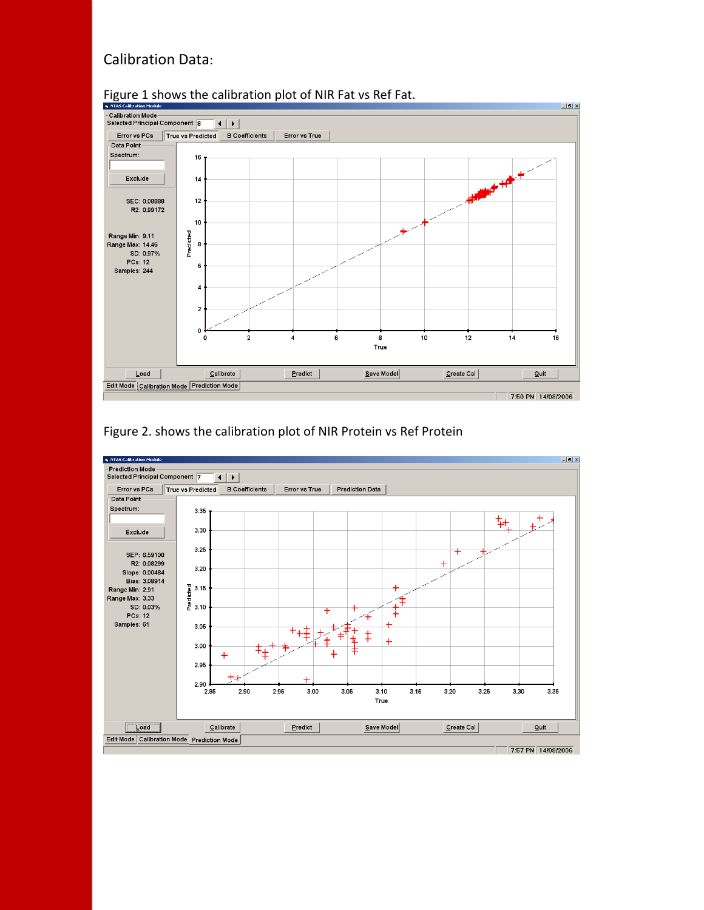Calibration Data:

Figure 1 shows the calibration plot of NIR Fat vs Ref Fat.

Figure 2. shows the calibration plot of NIR Protein vs Ref Protein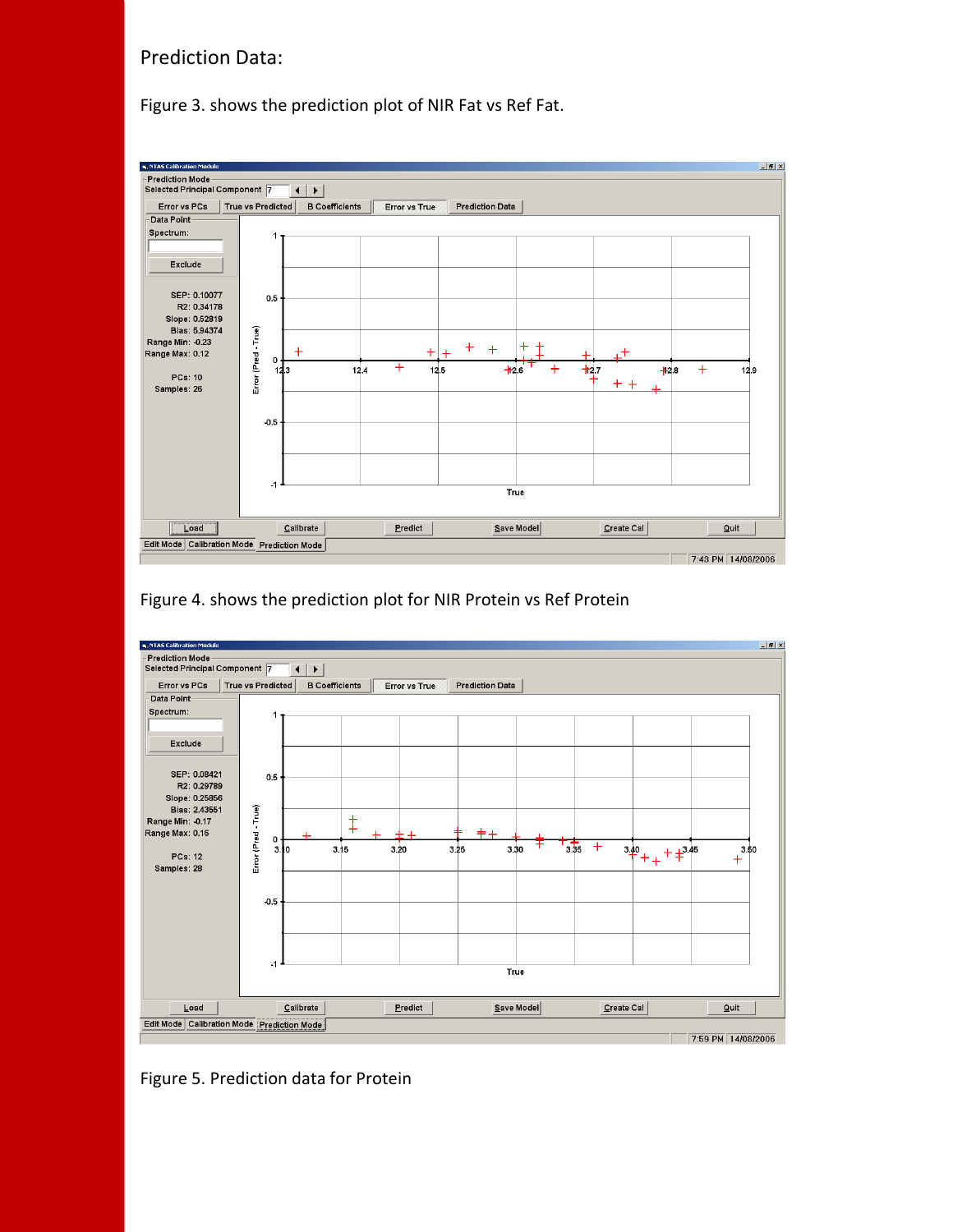Prediction Data:

Figure 3. shows the prediction plot of NIR Fat vs Ref Fat.

Figure 4. shows the prediction plot for NIR Protein vs Ref Protein

Figure 5. Prediction data for Protein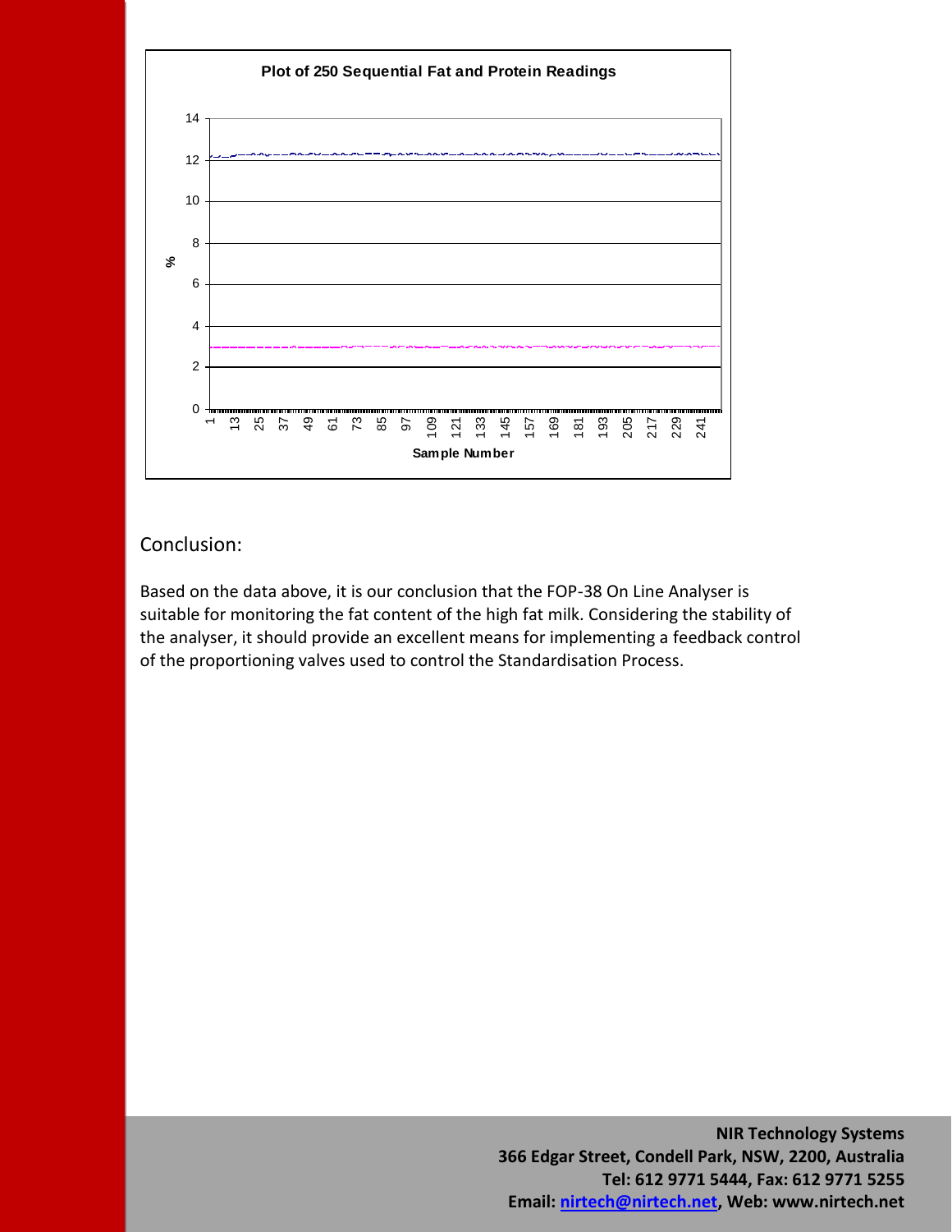Plot of 250 Sequential Fat and Protein Readings

14
12
10
8
6
4
2
0

%

1 13 25 37 49 61 73 85 97 109 121 133 145 157 169 181 193 205 217 229 241

Sample Number

## Conclusion:

Based on the data above, it is our conclusion that the FOP-38 On Line Analyser is suitable for monitoring the fat content of the high fat milk. Considering the stability of the analyser, it should provide an excellent means for implementing a feedback control of the proportioning valves used to control the Standardisation Process.

**NIR Technology Systems**
**366 Edgar Street, Condell Park, NSW, 2200, Australia**
**Tel: 612 9771 5444, Fax: 612 9771 5255**
**Email: [nirtech@nirtech.net](mailto:nirtech@nirtech.net), Web: www.nirtech.net**